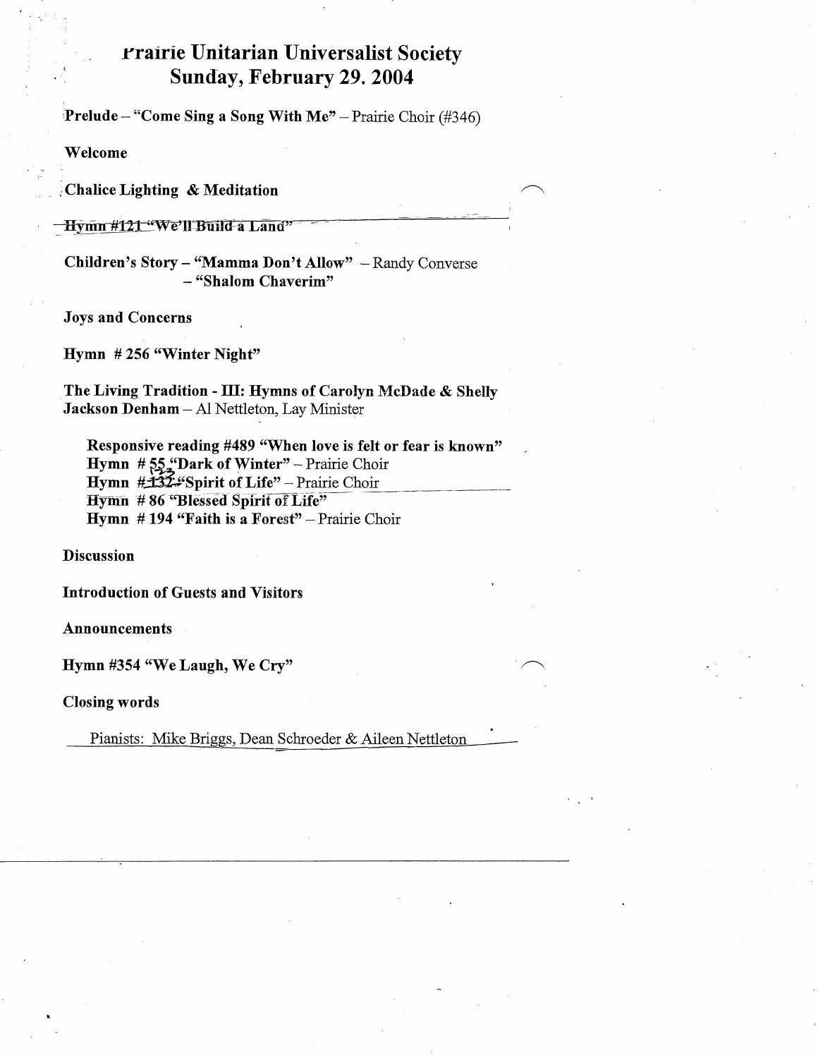# Prairie Unitarian Universalist Society
## Sunday, February 29. 2004

**Prelude** – **"Come Sing a Song With Me"** – Prairie Choir (#346)

**Welcome**

**Chalice Lighting & Meditation**

~~**Hymn #121 "We'll Build a Land"**~~

**Children's Story – "Mamma Don't Allow"** – Randy Converse
**– "Shalom Chaverim"**

**Joys and Concerns**

**Hymn # 256 "Winter Night"**

**The Living Tradition - III: Hymns of Carolyn McDade & Shelly Jackson Denham** – Al Nettleton, Lay Minister

> **Responsive reading #489 "When love is felt or fear is known"**
> **Hymn # 55 "Dark of Winter"** – Prairie Choir
> **Hymn #132 "Spirit of Life"** – Prairie Choir
> ~~**Hymn # 86 "Blessed Spirit of Life"**~~
> **Hymn # 194 "Faith is a Forest"** – Prairie Choir

**Discussion**

**Introduction of Guests and Visitors**

**Announcements**

**Hymn #354 "We Laugh, We Cry"**

**Closing words**

Pianists: Mike Briggs, Dean Schroeder & Aileen Nettleton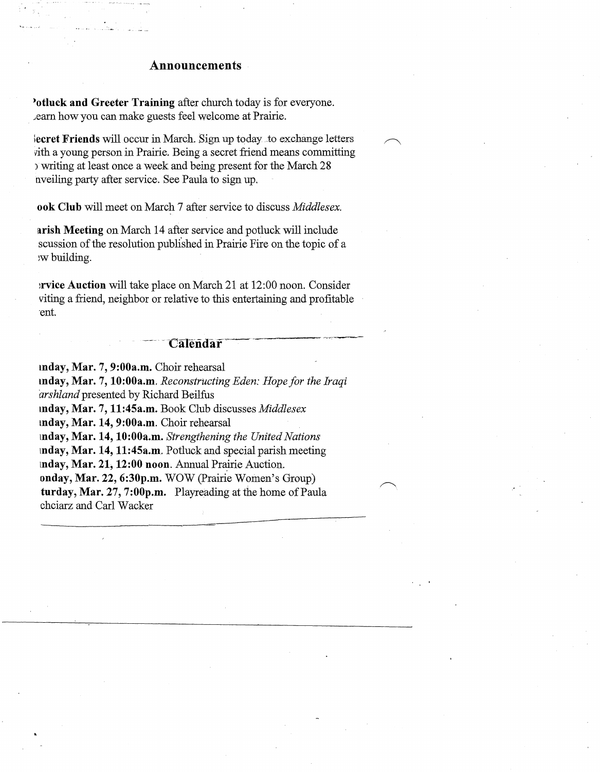## Announcements

**'otluck and Greeter Training** after church today is for everyone. ,earn how you can make guests feel welcome at Prairie.

**ecret Friends** will occur in March. Sign up today to exchange letters vith a young person in Prairie. Being a secret friend means committing ) writing at least once a week and being present for the March 28 nveiling party after service. See Paula to sign up.

**ook Club** will meet on March 7 after service to discuss *Middlesex.*

**arish Meeting** on March 14 after service and potluck will include scussion of the resolution published in Prairie Fire on the topic of a :w building.

**:rvice Auction** will take place on March 21 at 12:00 noon. Consider viting a friend, neighbor or relative to this entertaining and profitable 'ent.

## Calendar

**ınday, Mar. 7, 9:00a.m.** Choir rehearsal
**ınday, Mar. 7, 10:00a.m.** *Reconstructing Eden: Hope for the Iraqi arshland* presented by Richard Beilfus
**ınday, Mar. 7, 11:45a.m.** Book Club discusses *Middlesex*
**ınday, Mar. 14, 9:00a.m.** Choir rehearsal
**ınday, Mar. 14, 10:00a.m.** *Strengthening the United Nations*
**ınday, Mar. 14, 11:45a.m.** Potluck and special parish meeting
**ınday, Mar. 21, 12:00 noon.** Annual Prairie Auction.
**onday, Mar. 22, 6:30p.m.** WOW (Prairie Women's Group)
**turday, Mar. 27, 7:00p.m.** Playreading at the home of Paula chciarz and Carl Wacker